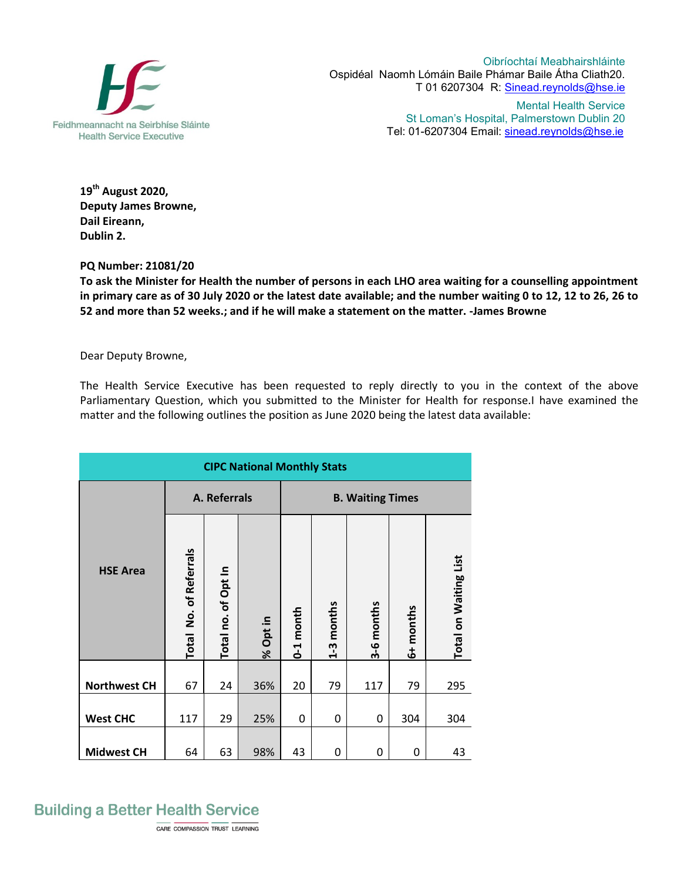Feidhmeannacht na Seirbhíse Sláinte
Health Service Executive

Oibríochtaí Meabhairshláinte
Ospidéal Naomh Lómáin Baile Phámar Baile Átha Cliath20.
T 01 6207304 R: Sinead.reynolds@hse.ie

Mental Health Service
St Loman's Hospital, Palmerstown Dublin 20
Tel: 01-6207304 Email: sinead.reynolds@hse.ie

**19th August 2020,**
**Deputy James Browne,**
**Dail Eireann,**
**Dublin 2.**

**PQ Number: 21081/20**
**To ask the Minister for Health the number of persons in each LHO area waiting for a counselling appointment in primary care as of 30 July 2020 or the latest date available; and the number waiting 0 to 12, 12 to 26, 26 to 52 and more than 52 weeks.; and if he will make a statement on the matter. -James Browne**

Dear Deputy Browne,

The Health Service Executive has been requested to reply directly to you in the context of the above Parliamentary Question, which you submitted to the Minister for Health for response.I have examined the matter and the following outlines the position as June 2020 being the latest data available:

| CIPC National Monthly Stats | | | | | | | | |
|---|---|---|---|---|---|---|---|---|
| **HSE Area** | **A. Referrals** | | | **B. Waiting Times** | | | | |
| | **Total No. of Referrals** | **Total no. of Opt In** | **% Opt in** | **0-1 month** | **1-3 months** | **3-6 months** | **6+ months** | **Total on Waiting List** |
| **Northwest CH** | 67 | 24 | 36% | 20 | 79 | 117 | 79 | 295 |
| **West CHC** | 117 | 29 | 25% | 0 | 0 | 0 | 304 | 304 |
| **Midwest CH** | 64 | 63 | 98% | 43 | 0 | 0 | 0 | 43 |

Building a Better Health Service
CARE COMPASSION TRUST LEARNING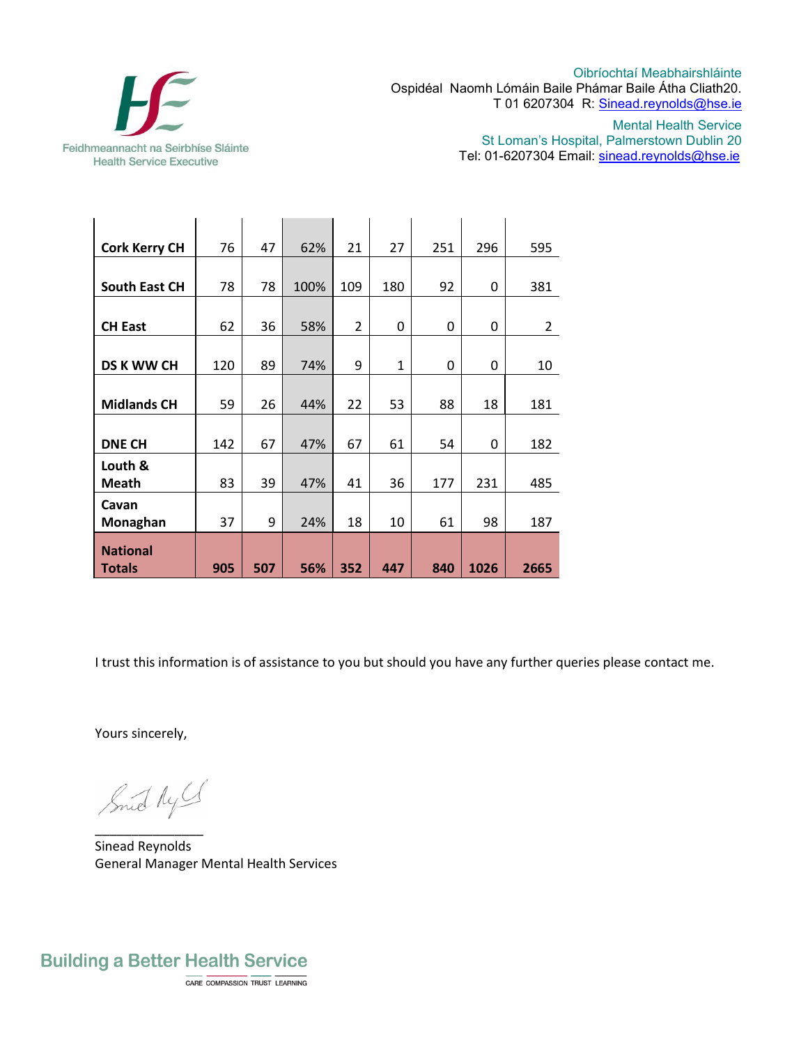Oibríochtaí Meabhairshláinte
Ospidéal Naomh Lómáin Baile Phámar Baile Átha Cliath20.
T 01 6207304 R: Sinead.reynolds@hse.ie

Mental Health Service
St Loman's Hospital, Palmerstown Dublin 20
Tel: 01-6207304 Email: sinead.reynolds@hse.ie

| | | | | | | | | |
|---|---|---|---|---|---|---|---|---|
| **Cork Kerry CH** | 76 | 47 | 62% | 21 | 27 | 251 | 296 | 595 |
| **South East CH** | 78 | 78 | 100% | 109 | 180 | 92 | 0 | 381 |
| **CH East** | 62 | 36 | 58% | 2 | 0 | 0 | 0 | 2 |
| **DS K WW CH** | 120 | 89 | 74% | 9 | 1 | 0 | 0 | 10 |
| **Midlands CH** | 59 | 26 | 44% | 22 | 53 | 88 | 18 | 181 |
| **DNE CH** | 142 | 67 | 47% | 67 | 61 | 54 | 0 | 182 |
| **Louth & Meath** | 83 | 39 | 47% | 41 | 36 | 177 | 231 | 485 |
| **Cavan Monaghan** | 37 | 9 | 24% | 18 | 10 | 61 | 98 | 187 |
| **National Totals** | **905** | **507** | **56%** | **352** | **447** | **840** | **1026** | **2665** |

I trust this information is of assistance to you but should you have any further queries please contact me.

Yours sincerely,

\_\_\_\_\_\_\_\_\_\_\_\_\_\_\_\_

Sinead Reynolds
General Manager Mental Health Services